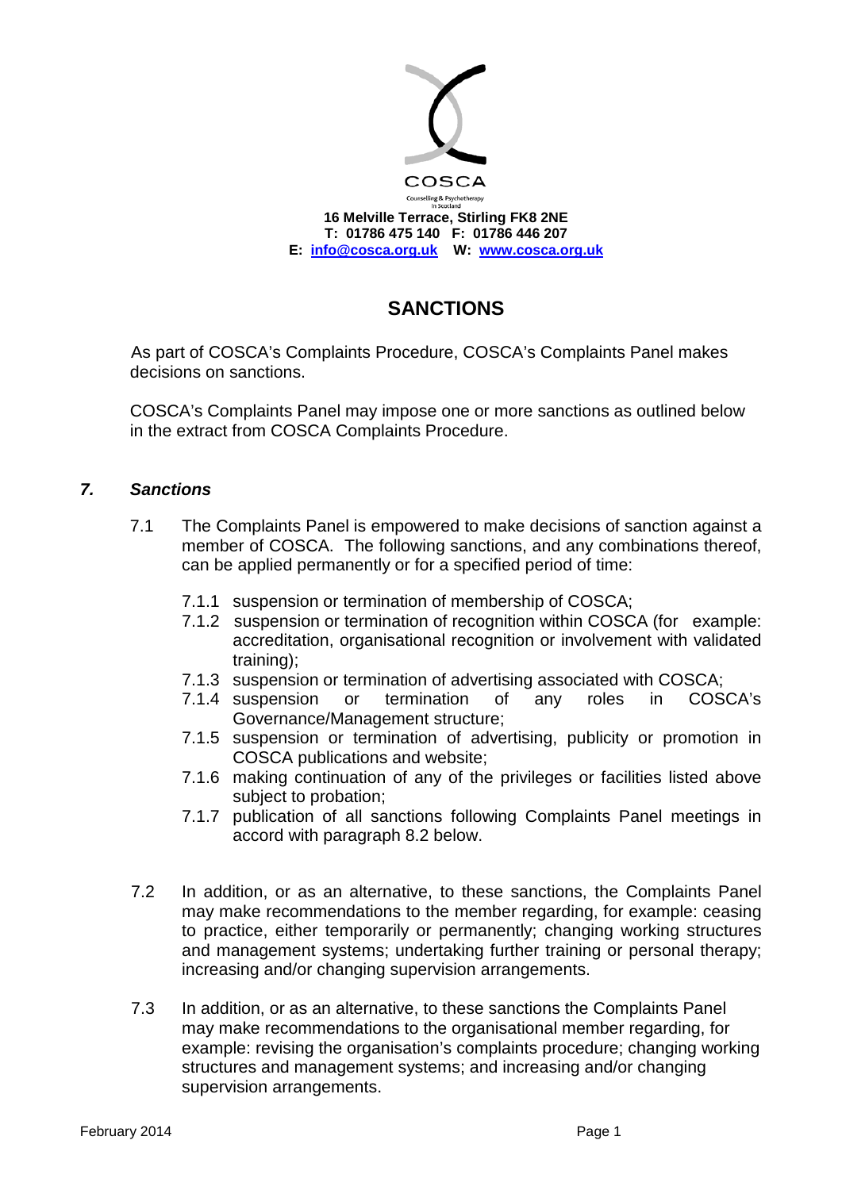COSCA

Counselling & Psychotherapy in Scotland

**16 Melville Terrace, Stirling FK8 2NE**
**T: 01786 475 140 F: 01786 446 207**
**E: info@cosca.org.uk W: www.cosca.org.uk**

# SANCTIONS

As part of COSCA's Complaints Procedure, COSCA's Complaints Panel makes decisions on sanctions.

COSCA's Complaints Panel may impose one or more sanctions as outlined below in the extract from COSCA Complaints Procedure.

## *7. Sanctions*

7.1 The Complaints Panel is empowered to make decisions of sanction against a member of COSCA. The following sanctions, and any combinations thereof, can be applied permanently or for a specified period of time:

- 7.1.1 suspension or termination of membership of COSCA;
- 7.1.2 suspension or termination of recognition within COSCA (for example: accreditation, organisational recognition or involvement with validated training);
- 7.1.3 suspension or termination of advertising associated with COSCA;
- 7.1.4 suspension or termination of any roles in COSCA's Governance/Management structure;
- 7.1.5 suspension or termination of advertising, publicity or promotion in COSCA publications and website;
- 7.1.6 making continuation of any of the privileges or facilities listed above subject to probation;
- 7.1.7 publication of all sanctions following Complaints Panel meetings in accord with paragraph 8.2 below.

7.2 In addition, or as an alternative, to these sanctions, the Complaints Panel may make recommendations to the member regarding, for example: ceasing to practice, either temporarily or permanently; changing working structures and management systems; undertaking further training or personal therapy; increasing and/or changing supervision arrangements.

7.3 In addition, or as an alternative, to these sanctions the Complaints Panel may make recommendations to the organisational member regarding, for example: revising the organisation's complaints procedure; changing working structures and management systems; and increasing and/or changing supervision arrangements.

February 2014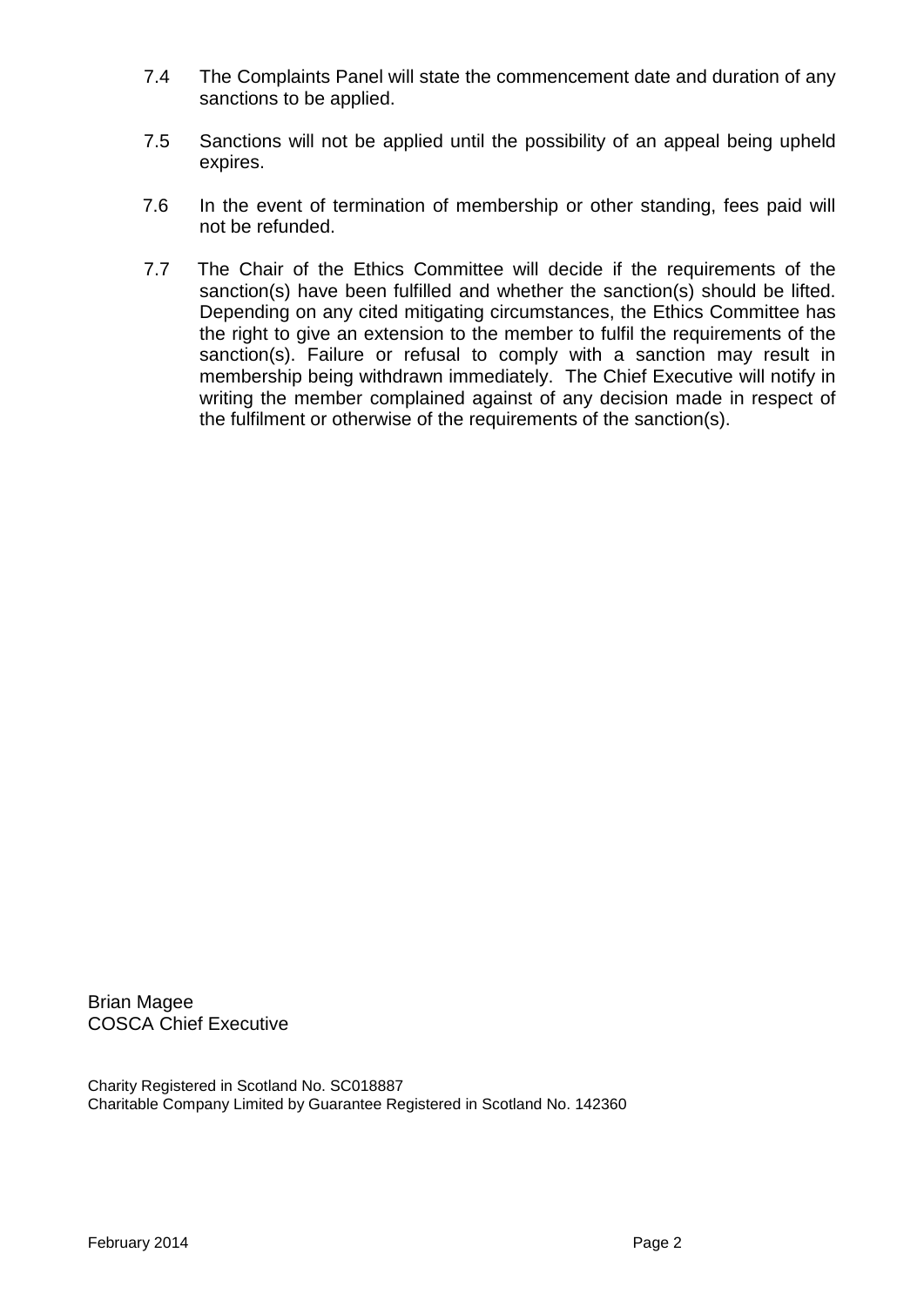7.4 The Complaints Panel will state the commencement date and duration of any sanctions to be applied.

7.5 Sanctions will not be applied until the possibility of an appeal being upheld expires.

7.6 In the event of termination of membership or other standing, fees paid will not be refunded.

7.7 The Chair of the Ethics Committee will decide if the requirements of the sanction(s) have been fulfilled and whether the sanction(s) should be lifted. Depending on any cited mitigating circumstances, the Ethics Committee has the right to give an extension to the member to fulfil the requirements of the sanction(s). Failure or refusal to comply with a sanction may result in membership being withdrawn immediately. The Chief Executive will notify in writing the member complained against of any decision made in respect of the fulfilment or otherwise of the requirements of the sanction(s).

Brian Magee
COSCA Chief Executive

Charity Registered in Scotland No. SC018887
Charitable Company Limited by Guarantee Registered in Scotland No. 142360

February 2014